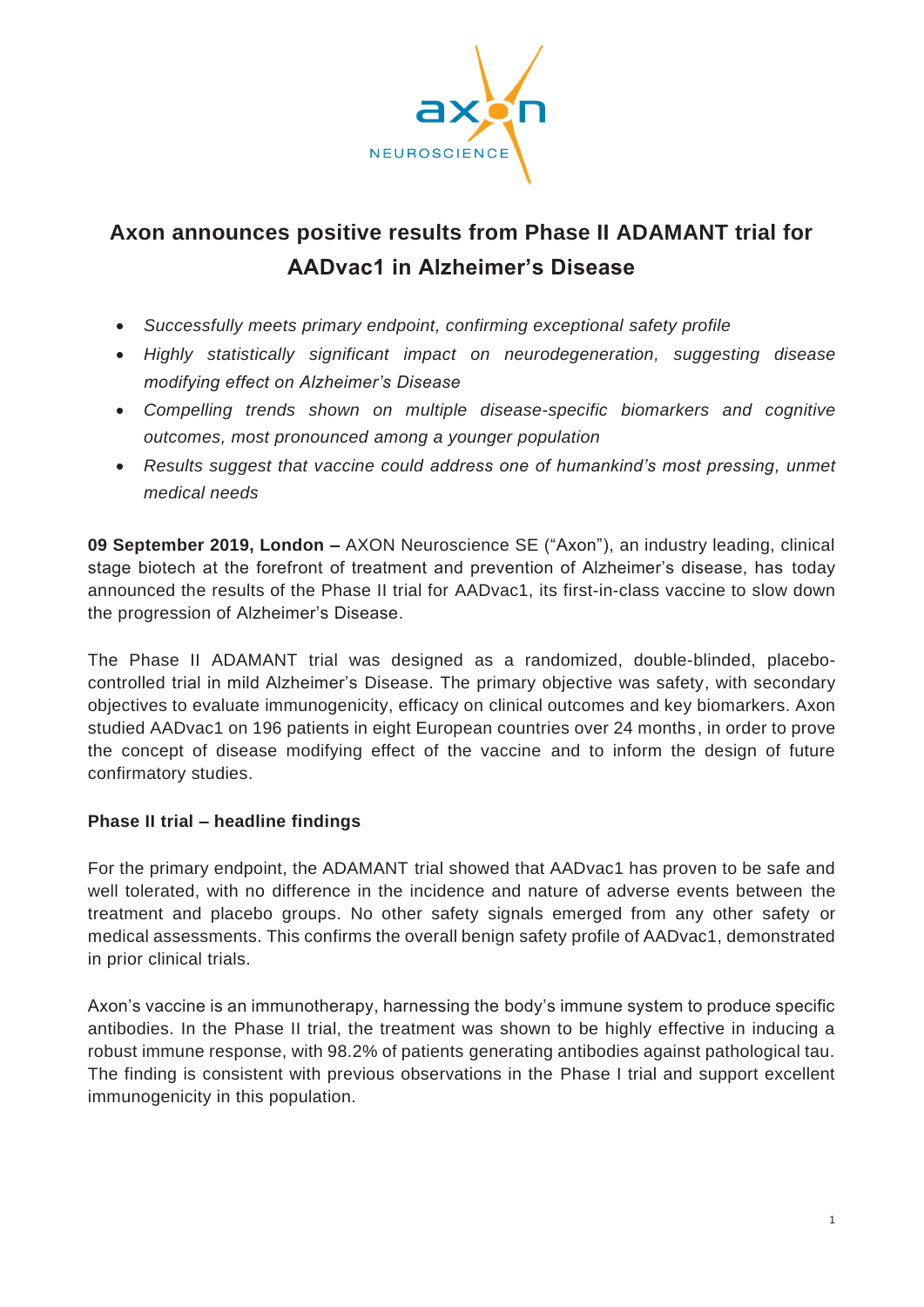# Axon announces positive results from Phase II ADAMANT trial for AADvac1 in Alzheimer's Disease

- *Successfully meets primary endpoint, confirming exceptional safety profile*
- *Highly statistically significant impact on neurodegeneration, suggesting disease modifying effect on Alzheimer's Disease*
- *Compelling trends shown on multiple disease-specific biomarkers and cognitive outcomes, most pronounced among a younger population*
- *Results suggest that vaccine could address one of humankind's most pressing, unmet medical needs*

**09 September 2019, London –** AXON Neuroscience SE ("Axon"), an industry leading, clinical stage biotech at the forefront of treatment and prevention of Alzheimer's disease, has today announced the results of the Phase II trial for AADvac1, its first-in-class vaccine to slow down the progression of Alzheimer's Disease.

The Phase II ADAMANT trial was designed as a randomized, double-blinded, placebo-controlled trial in mild Alzheimer's Disease. The primary objective was safety, with secondary objectives to evaluate immunogenicity, efficacy on clinical outcomes and key biomarkers. Axon studied AADvac1 on 196 patients in eight European countries over 24 months, in order to prove the concept of disease modifying effect of the vaccine and to inform the design of future confirmatory studies.

### Phase II trial – headline findings

For the primary endpoint, the ADAMANT trial showed that AADvac1 has proven to be safe and well tolerated, with no difference in the incidence and nature of adverse events between the treatment and placebo groups. No other safety signals emerged from any other safety or medical assessments. This confirms the overall benign safety profile of AADvac1, demonstrated in prior clinical trials.

Axon's vaccine is an immunotherapy, harnessing the body's immune system to produce specific antibodies. In the Phase II trial, the treatment was shown to be highly effective in inducing a robust immune response, with 98.2% of patients generating antibodies against pathological tau. The finding is consistent with previous observations in the Phase I trial and support excellent immunogenicity in this population.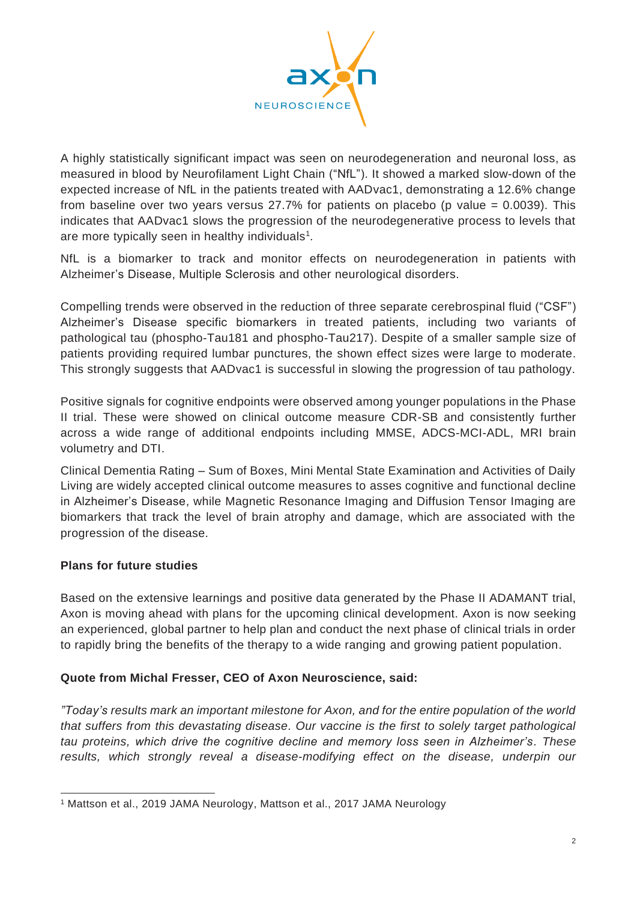A highly statistically significant impact was seen on neurodegeneration and neuronal loss, as measured in blood by Neurofilament Light Chain ("NfL"). It showed a marked slow-down of the expected increase of NfL in the patients treated with AADvac1, demonstrating a 12.6% change from baseline over two years versus 27.7% for patients on placebo (p value = 0.0039). This indicates that AADvac1 slows the progression of the neurodegenerative process to levels that are more typically seen in healthy individuals[1].

NfL is a biomarker to track and monitor effects on neurodegeneration in patients with Alzheimer's Disease, Multiple Sclerosis and other neurological disorders.

Compelling trends were observed in the reduction of three separate cerebrospinal fluid ("CSF") Alzheimer's Disease specific biomarkers in treated patients, including two variants of pathological tau (phospho-Tau181 and phospho-Tau217). Despite of a smaller sample size of patients providing required lumbar punctures, the shown effect sizes were large to moderate. This strongly suggests that AADvac1 is successful in slowing the progression of tau pathology.

Positive signals for cognitive endpoints were observed among younger populations in the Phase II trial. These were showed on clinical outcome measure CDR-SB and consistently further across a wide range of additional endpoints including MMSE, ADCS-MCI-ADL, MRI brain volumetry and DTI.

Clinical Dementia Rating – Sum of Boxes, Mini Mental State Examination and Activities of Daily Living are widely accepted clinical outcome measures to asses cognitive and functional decline in Alzheimer's Disease, while Magnetic Resonance Imaging and Diffusion Tensor Imaging are biomarkers that track the level of brain atrophy and damage, which are associated with the progression of the disease.

**Plans for future studies**

Based on the extensive learnings and positive data generated by the Phase II ADAMANT trial, Axon is moving ahead with plans for the upcoming clinical development. Axon is now seeking an experienced, global partner to help plan and conduct the next phase of clinical trials in order to rapidly bring the benefits of the therapy to a wide ranging and growing patient population.

**Quote from Michal Fresser, CEO of Axon Neuroscience, said:**

*"Today's results mark an important milestone for Axon, and for the entire population of the world that suffers from this devastating disease. Our vaccine is the first to solely target pathological tau proteins, which drive the cognitive decline and memory loss seen in Alzheimer's. These results, which strongly reveal a disease-modifying effect on the disease, underpin our*

[1] Mattson et al., 2019 JAMA Neurology, Mattson et al., 2017 JAMA Neurology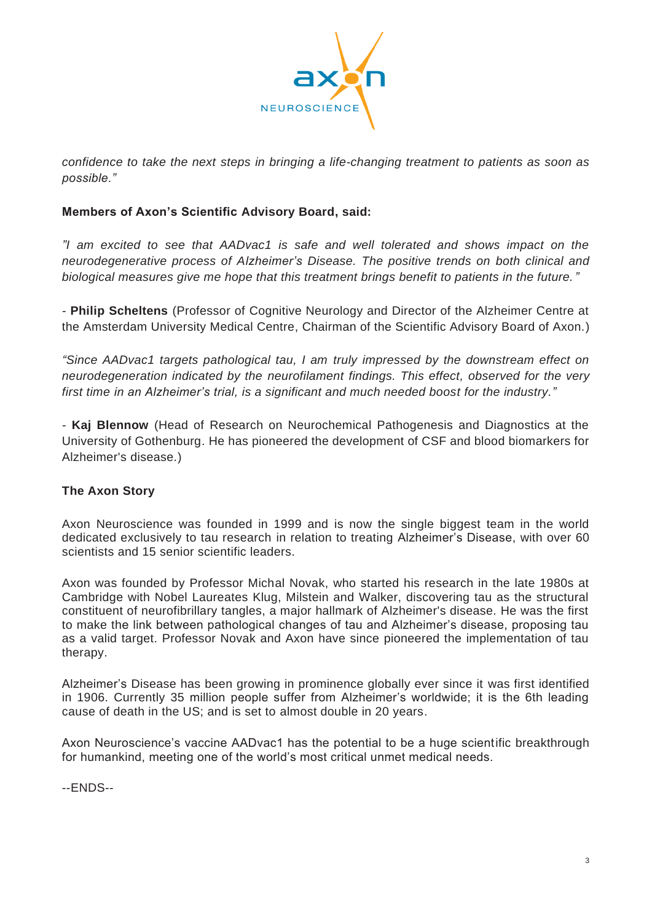*confidence to take the next steps in bringing a life-changing treatment to patients as soon as possible."*

**Members of Axon's Scientific Advisory Board, said:**

*"I am excited to see that AADvac1 is safe and well tolerated and shows impact on the neurodegenerative process of Alzheimer's Disease. The positive trends on both clinical and biological measures give me hope that this treatment brings benefit to patients in the future."*

- **Philip Scheltens** (Professor of Cognitive Neurology and Director of the Alzheimer Centre at the Amsterdam University Medical Centre, Chairman of the Scientific Advisory Board of Axon.)

*"Since AADvac1 targets pathological tau, I am truly impressed by the downstream effect on neurodegeneration indicated by the neurofilament findings. This effect, observed for the very first time in an Alzheimer's trial, is a significant and much needed boost for the industry."*

- **Kaj Blennow** (Head of Research on Neurochemical Pathogenesis and Diagnostics at the University of Gothenburg. He has pioneered the development of CSF and blood biomarkers for Alzheimer's disease.)

**The Axon Story**

Axon Neuroscience was founded in 1999 and is now the single biggest team in the world dedicated exclusively to tau research in relation to treating Alzheimer's Disease, with over 60 scientists and 15 senior scientific leaders.

Axon was founded by Professor Michal Novak, who started his research in the late 1980s at Cambridge with Nobel Laureates Klug, Milstein and Walker, discovering tau as the structural constituent of neurofibrillary tangles, a major hallmark of Alzheimer's disease. He was the first to make the link between pathological changes of tau and Alzheimer's disease, proposing tau as a valid target. Professor Novak and Axon have since pioneered the implementation of tau therapy.

Alzheimer's Disease has been growing in prominence globally ever since it was first identified in 1906. Currently 35 million people suffer from Alzheimer's worldwide; it is the 6th leading cause of death in the US; and is set to almost double in 20 years.

Axon Neuroscience's vaccine AADvac1 has the potential to be a huge scientific breakthrough for humankind, meeting one of the world's most critical unmet medical needs.

--ENDS--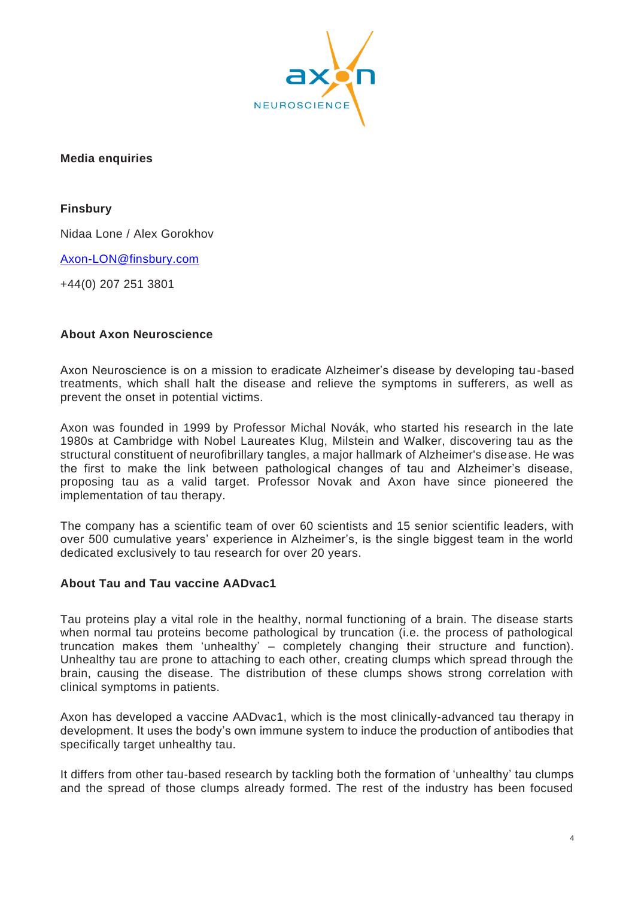**Media enquiries**

**Finsbury**

Nidaa Lone / Alex Gorokhov

[Axon-LON@finsbury.com](mailto:Axon-LON@finsbury.com)

+44(0) 207 251 3801

**About Axon Neuroscience**

Axon Neuroscience is on a mission to eradicate Alzheimer's disease by developing tau-based treatments, which shall halt the disease and relieve the symptoms in sufferers, as well as prevent the onset in potential victims.

Axon was founded in 1999 by Professor Michal Novák, who started his research in the late 1980s at Cambridge with Nobel Laureates Klug, Milstein and Walker, discovering tau as the structural constituent of neurofibrillary tangles, a major hallmark of Alzheimer's disease. He was the first to make the link between pathological changes of tau and Alzheimer's disease, proposing tau as a valid target. Professor Novak and Axon have since pioneered the implementation of tau therapy.

The company has a scientific team of over 60 scientists and 15 senior scientific leaders, with over 500 cumulative years' experience in Alzheimer's, is the single biggest team in the world dedicated exclusively to tau research for over 20 years.

**About Tau and Tau vaccine AADvac1**

Tau proteins play a vital role in the healthy, normal functioning of a brain. The disease starts when normal tau proteins become pathological by truncation (i.e. the process of pathological truncation makes them 'unhealthy' – completely changing their structure and function). Unhealthy tau are prone to attaching to each other, creating clumps which spread through the brain, causing the disease. The distribution of these clumps shows strong correlation with clinical symptoms in patients.

Axon has developed a vaccine AADvac1, which is the most clinically-advanced tau therapy in development. It uses the body's own immune system to induce the production of antibodies that specifically target unhealthy tau.

It differs from other tau-based research by tackling both the formation of 'unhealthy' tau clumps and the spread of those clumps already formed. The rest of the industry has been focused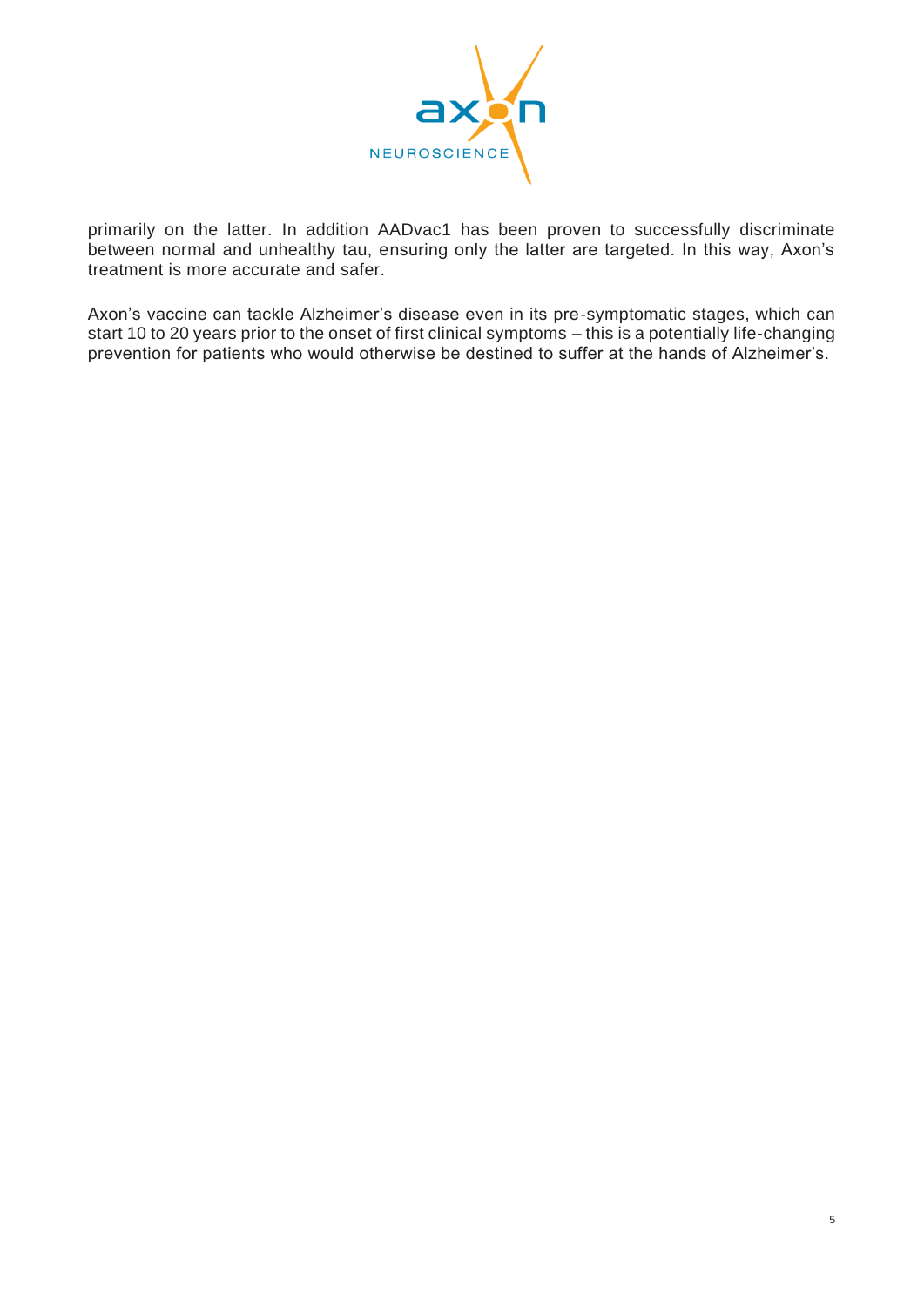primarily on the latter. In addition AADvac1 has been proven to successfully discriminate between normal and unhealthy tau, ensuring only the latter are targeted. In this way, Axon's treatment is more accurate and safer.

Axon's vaccine can tackle Alzheimer's disease even in its pre-symptomatic stages, which can start 10 to 20 years prior to the onset of first clinical symptoms – this is a potentially life-changing prevention for patients who would otherwise be destined to suffer at the hands of Alzheimer's.